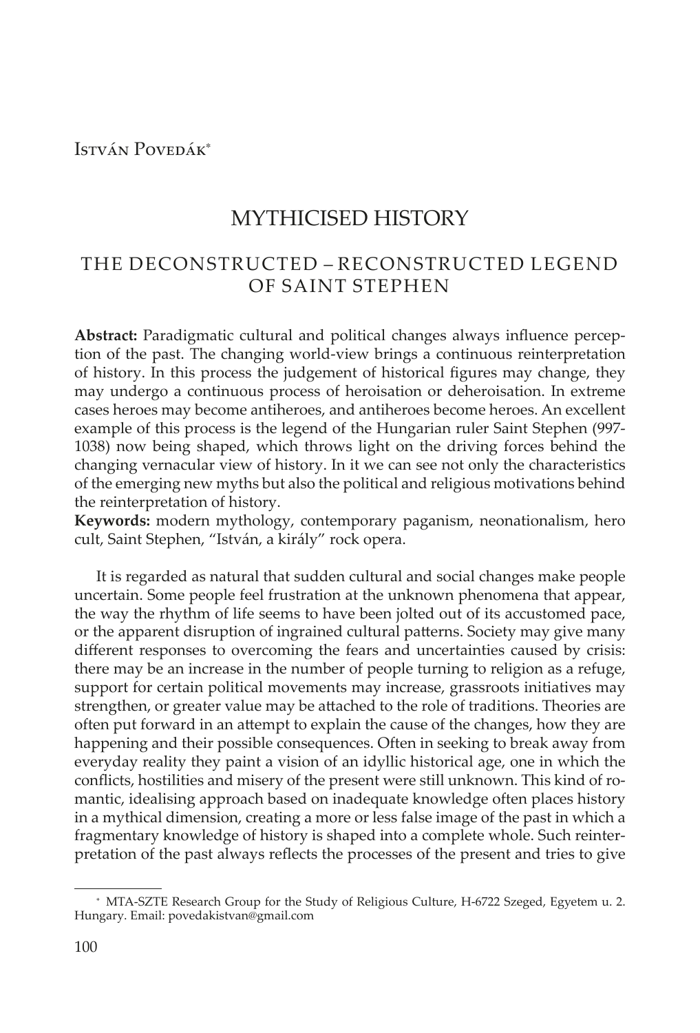István Povedák[*]

# MYTHICISED HISTORY

## THE DECONSTRUCTED – RECONSTRUCTED LEGEND OF SAINT STEPHEN

**Abstract:** Paradigmatic cultural and political changes always influence perception of the past. The changing world-view brings a continuous reinterpretation of history. In this process the judgement of historical figures may change, they may undergo a continuous process of heroisation or deheroisation. In extreme cases heroes may become antiheroes, and antiheroes become heroes. An excellent example of this process is the legend of the Hungarian ruler Saint Stephen (997-1038) now being shaped, which throws light on the driving forces behind the changing vernacular view of history. In it we can see not only the characteristics of the emerging new myths but also the political and religious motivations behind the reinterpretation of history.

**Keywords:** modern mythology, contemporary paganism, neonationalism, hero cult, Saint Stephen, "István, a király" rock opera.

It is regarded as natural that sudden cultural and social changes make people uncertain. Some people feel frustration at the unknown phenomena that appear, the way the rhythm of life seems to have been jolted out of its accustomed pace, or the apparent disruption of ingrained cultural patterns. Society may give many different responses to overcoming the fears and uncertainties caused by crisis: there may be an increase in the number of people turning to religion as a refuge, support for certain political movements may increase, grassroots initiatives may strengthen, or greater value may be attached to the role of traditions. Theories are often put forward in an attempt to explain the cause of the changes, how they are happening and their possible consequences. Often in seeking to break away from everyday reality they paint a vision of an idyllic historical age, one in which the conflicts, hostilities and misery of the present were still unknown. This kind of romantic, idealising approach based on inadequate knowledge often places history in a mythical dimension, creating a more or less false image of the past in which a fragmentary knowledge of history is shaped into a complete whole. Such reinterpretation of the past always reflects the processes of the present and tries to give

---

[*] MTA-SZTE Research Group for the Study of Religious Culture, H-6722 Szeged, Egyetem u. 2. Hungary. Email: povedakistvan@gmail.com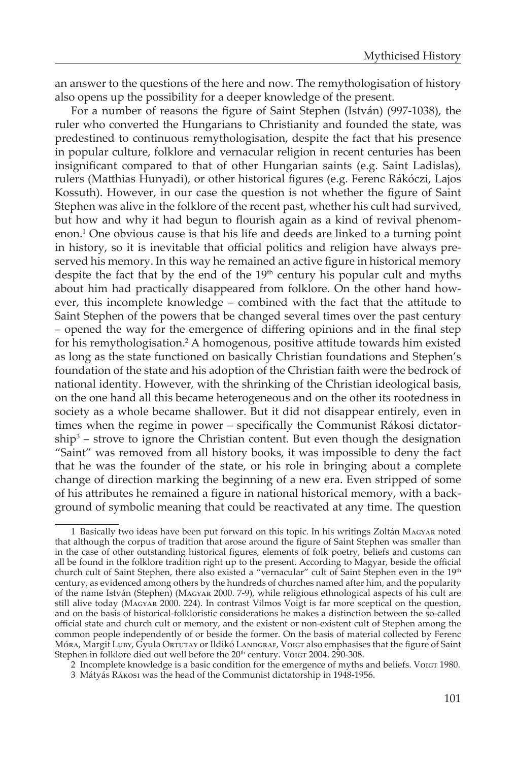an answer to the questions of the here and now. The remythologisation of history also opens up the possibility for a deeper knowledge of the present.

For a number of reasons the figure of Saint Stephen (István) (997-1038), the ruler who converted the Hungarians to Christianity and founded the state, was predestined to continuous remythologisation, despite the fact that his presence in popular culture, folklore and vernacular religion in recent centuries has been insignificant compared to that of other Hungarian saints (e.g. Saint Ladislas), rulers (Matthias Hunyadi), or other historical figures (e.g. Ferenc Rákóczi, Lajos Kossuth). However, in our case the question is not whether the figure of Saint Stephen was alive in the folklore of the recent past, whether his cult had survived, but how and why it had begun to flourish again as a kind of revival phenomenon.[1] One obvious cause is that his life and deeds are linked to a turning point in history, so it is inevitable that official politics and religion have always preserved his memory. In this way he remained an active figure in historical memory despite the fact that by the end of the 19th century his popular cult and myths about him had practically disappeared from folklore. On the other hand however, this incomplete knowledge – combined with the fact that the attitude to Saint Stephen of the powers that be changed several times over the past century – opened the way for the emergence of differing opinions and in the final step for his remythologisation.[2] A homogenous, positive attitude towards him existed as long as the state functioned on basically Christian foundations and Stephen's foundation of the state and his adoption of the Christian faith were the bedrock of national identity. However, with the shrinking of the Christian ideological basis, on the one hand all this became heterogeneous and on the other its rootedness in society as a whole became shallower. But it did not disappear entirely, even in times when the regime in power – specifically the Communist Rákosi dictatorship[3] – strove to ignore the Christian content. But even though the designation "Saint" was removed from all history books, it was impossible to deny the fact that he was the founder of the state, or his role in bringing about a complete change of direction marking the beginning of a new era. Even stripped of some of his attributes he remained a figure in national historical memory, with a background of symbolic meaning that could be reactivated at any time. The question

---

1 Basically two ideas have been put forward on this topic. In his writings Zoltán Magyar noted that although the corpus of tradition that arose around the figure of Saint Stephen was smaller than in the case of other outstanding historical figures, elements of folk poetry, beliefs and customs can all be found in the folklore tradition right up to the present. According to Magyar, beside the official church cult of Saint Stephen, there also existed a "vernacular" cult of Saint Stephen even in the 19th century, as evidenced among others by the hundreds of churches named after him, and the popularity of the name István (Stephen) (Magyar 2000. 7-9), while religious ethnological aspects of his cult are still alive today (Magyar 2000. 224). In contrast Vilmos Voigt is far more sceptical on the question, and on the basis of historical-folkloristic considerations he makes a distinction between the so-called official state and church cult or memory, and the existent or non-existent cult of Stephen among the common people independently of or beside the former. On the basis of material collected by Ferenc Móra, Margit Luby, Gyula Ortutay or Ildikó Landgraf, Voigt also emphasises that the figure of Saint Stephen in folklore died out well before the 20th century. Voigt 2004. 290-308.

2 Incomplete knowledge is a basic condition for the emergence of myths and beliefs. Voigt 1980.

3 Mátyás Rákosi was the head of the Communist dictatorship in 1948-1956.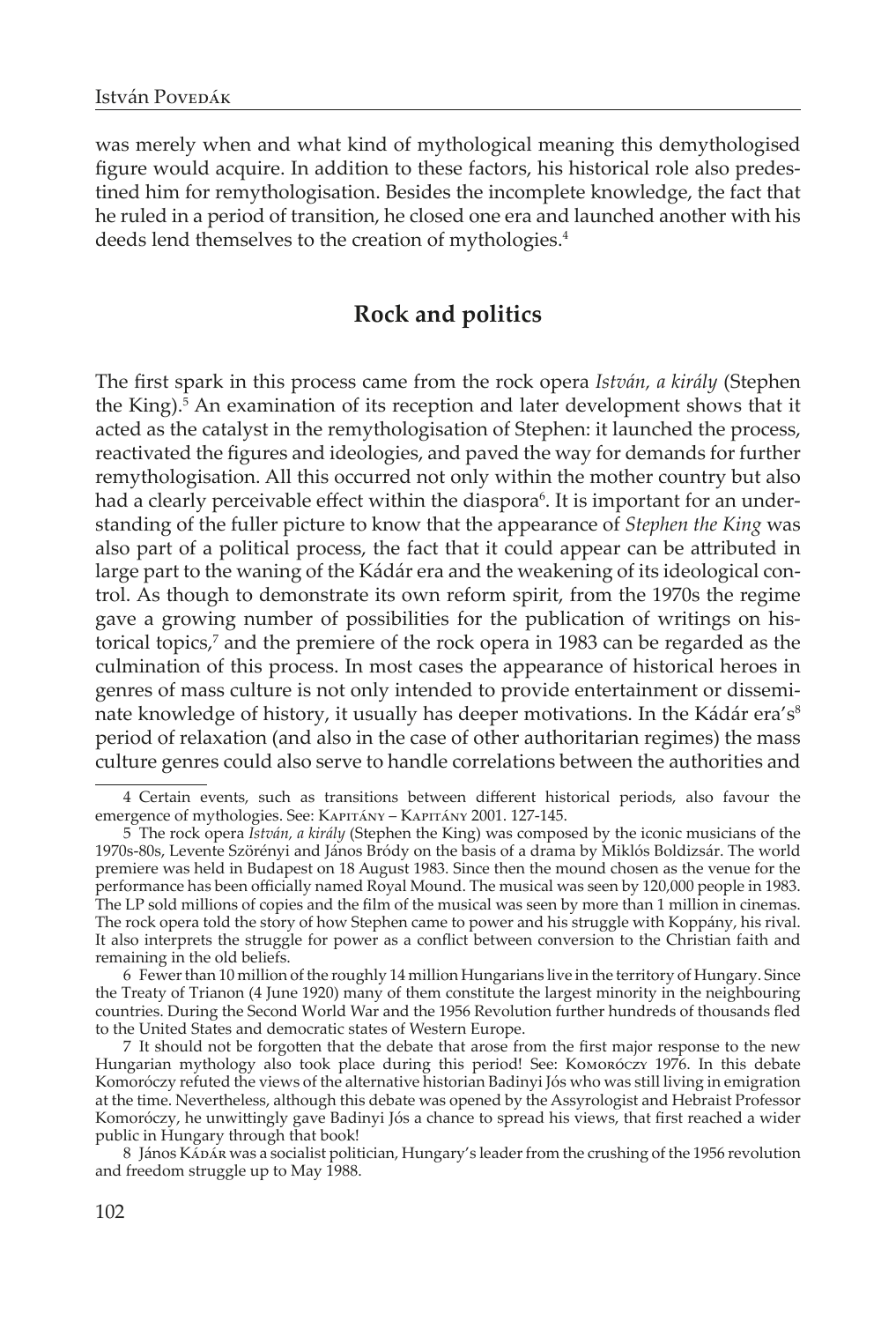was merely when and what kind of mythological meaning this demythologised figure would acquire. In addition to these factors, his historical role also predestined him for remythologisation. Besides the incomplete knowledge, the fact that he ruled in a period of transition, he closed one era and launched another with his deeds lend themselves to the creation of mythologies.[4]

## Rock and politics

The first spark in this process came from the rock opera *István, a király* (Stephen the King).[5] An examination of its reception and later development shows that it acted as the catalyst in the remythologisation of Stephen: it launched the process, reactivated the figures and ideologies, and paved the way for demands for further remythologisation. All this occurred not only within the mother country but also had a clearly perceivable effect within the diaspora[6]. It is important for an understanding of the fuller picture to know that the appearance of *Stephen the King* was also part of a political process, the fact that it could appear can be attributed in large part to the waning of the Kádár era and the weakening of its ideological control. As though to demonstrate its own reform spirit, from the 1970s the regime gave a growing number of possibilities for the publication of writings on historical topics,[7] and the premiere of the rock opera in 1983 can be regarded as the culmination of this process. In most cases the appearance of historical heroes in genres of mass culture is not only intended to provide entertainment or disseminate knowledge of history, it usually has deeper motivations. In the Kádár era's[8] period of relaxation (and also in the case of other authoritarian regimes) the mass culture genres could also serve to handle correlations between the authorities and

---

4 Certain events, such as transitions between different historical periods, also favour the emergence of mythologies. See: Kapitány – Kapitány 2001. 127-145.

5 The rock opera *István, a király* (Stephen the King) was composed by the iconic musicians of the 1970s-80s, Levente Szörényi and János Bródy on the basis of a drama by Miklós Boldizsár. The world premiere was held in Budapest on 18 August 1983. Since then the mound chosen as the venue for the performance has been officially named Royal Mound. The musical was seen by 120,000 people in 1983. The LP sold millions of copies and the film of the musical was seen by more than 1 million in cinemas. The rock opera told the story of how Stephen came to power and his struggle with Koppány, his rival. It also interprets the struggle for power as a conflict between conversion to the Christian faith and remaining in the old beliefs.

6 Fewer than 10 million of the roughly 14 million Hungarians live in the territory of Hungary. Since the Treaty of Trianon (4 June 1920) many of them constitute the largest minority in the neighbouring countries. During the Second World War and the 1956 Revolution further hundreds of thousands fled to the United States and democratic states of Western Europe.

7 It should not be forgotten that the debate that arose from the first major response to the new Hungarian mythology also took place during this period! See: Komoróczy 1976. In this debate Komoróczy refuted the views of the alternative historian Badinyi Jós who was still living in emigration at the time. Nevertheless, although this debate was opened by the Assyrologist and Hebraist Professor Komoróczy, he unwittingly gave Badinyi Jós a chance to spread his views, that first reached a wider public in Hungary through that book!

8 János Kádár was a socialist politician, Hungary's leader from the crushing of the 1956 revolution and freedom struggle up to May 1988.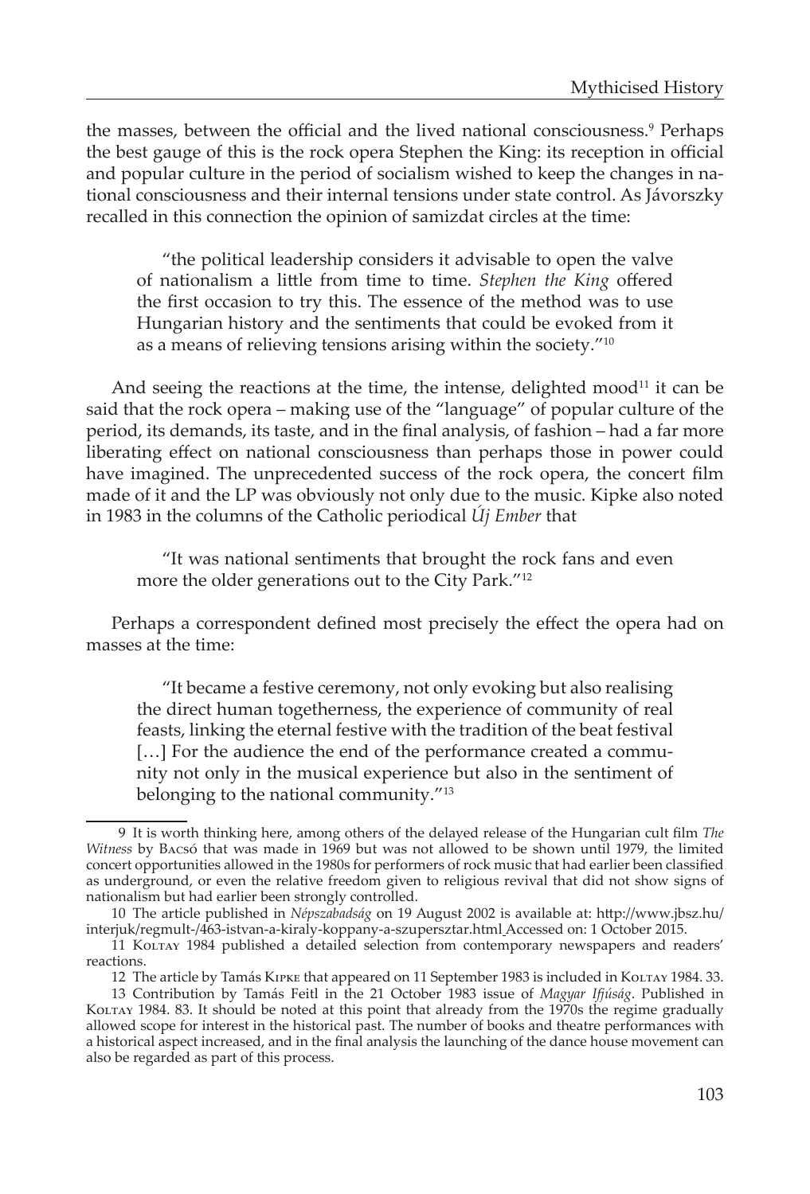the masses, between the official and the lived national consciousness.[9] Perhaps the best gauge of this is the rock opera Stephen the King: its reception in official and popular culture in the period of socialism wished to keep the changes in national consciousness and their internal tensions under state control. As Jávorszky recalled in this connection the opinion of samizdat circles at the time:

> "the political leadership considers it advisable to open the valve of nationalism a little from time to time. *Stephen the King* offered the first occasion to try this. The essence of the method was to use Hungarian history and the sentiments that could be evoked from it as a means of relieving tensions arising within the society."[10]

And seeing the reactions at the time, the intense, delighted mood[11] it can be said that the rock opera – making use of the "language" of popular culture of the period, its demands, its taste, and in the final analysis, of fashion – had a far more liberating effect on national consciousness than perhaps those in power could have imagined. The unprecedented success of the rock opera, the concert film made of it and the LP was obviously not only due to the music. Kipke also noted in 1983 in the columns of the Catholic periodical *Új Ember* that

> "It was national sentiments that brought the rock fans and even more the older generations out to the City Park."[12]

Perhaps a correspondent defined most precisely the effect the opera had on masses at the time:

> "It became a festive ceremony, not only evoking but also realising the direct human togetherness, the experience of community of real feasts, linking the eternal festive with the tradition of the beat festival […] For the audience the end of the performance created a community not only in the musical experience but also in the sentiment of belonging to the national community."[13]

---

9 It is worth thinking here, among others of the delayed release of the Hungarian cult film *The Witness* by Bacsó that was made in 1969 but was not allowed to be shown until 1979, the limited concert opportunities allowed in the 1980s for performers of rock music that had earlier been classified as underground, or even the relative freedom given to religious revival that did not show signs of nationalism but had earlier been strongly controlled.

10 The article published in *Népszabadság* on 19 August 2002 is available at: http://www.jbsz.hu/interjuk/regmult-/463-istvan-a-kiraly-koppany-a-szupersztar.html Accessed on: 1 October 2015.

11 Koltay 1984 published a detailed selection from contemporary newspapers and readers' reactions.

12 The article by Tamás Kipke that appeared on 11 September 1983 is included in Koltay 1984. 33.

13 Contribution by Tamás Feitl in the 21 October 1983 issue of *Magyar Ifjúság*. Published in Koltay 1984. 83. It should be noted at this point that already from the 1970s the regime gradually allowed scope for interest in the historical past. The number of books and theatre performances with a historical aspect increased, and in the final analysis the launching of the dance house movement can also be regarded as part of this process.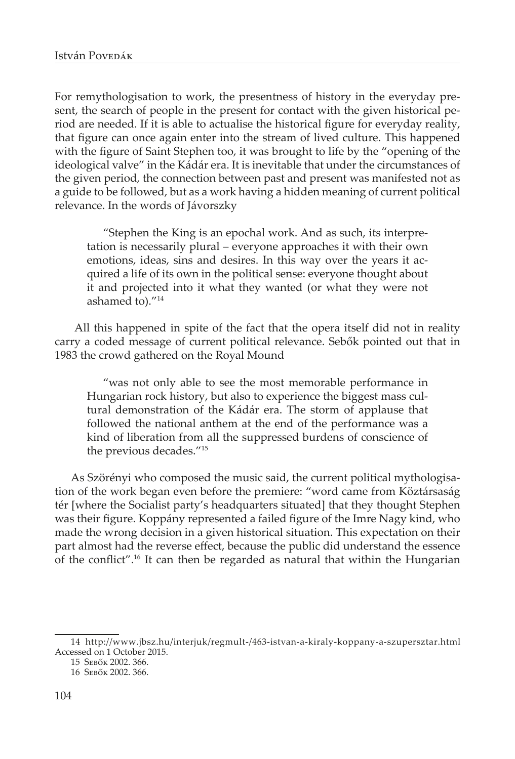For remythologisation to work, the presentness of history in the everyday present, the search of people in the present for contact with the given historical period are needed. If it is able to actualise the historical figure for everyday reality, that figure can once again enter into the stream of lived culture. This happened with the figure of Saint Stephen too, it was brought to life by the "opening of the ideological valve" in the Kádár era. It is inevitable that under the circumstances of the given period, the connection between past and present was manifested not as a guide to be followed, but as a work having a hidden meaning of current political relevance. In the words of Jávorszky

> "Stephen the King is an epochal work. And as such, its interpretation is necessarily plural – everyone approaches it with their own emotions, ideas, sins and desires. In this way over the years it acquired a life of its own in the political sense: everyone thought about it and projected into it what they wanted (or what they were not ashamed to)."[14]

All this happened in spite of the fact that the opera itself did not in reality carry a coded message of current political relevance. Sebők pointed out that in 1983 the crowd gathered on the Royal Mound

> "was not only able to see the most memorable performance in Hungarian rock history, but also to experience the biggest mass cultural demonstration of the Kádár era. The storm of applause that followed the national anthem at the end of the performance was a kind of liberation from all the suppressed burdens of conscience of the previous decades."[15]

As Szörényi who composed the music said, the current political mythologisation of the work began even before the premiere: "word came from Köztársaság tér [where the Socialist party's headquarters situated] that they thought Stephen was their figure. Koppány represented a failed figure of the Imre Nagy kind, who made the wrong decision in a given historical situation. This expectation on their part almost had the reverse effect, because the public did understand the essence of the conflict".[16] It can then be regarded as natural that within the Hungarian

---

14 http://www.jbsz.hu/interjuk/regmult-/463-istvan-a-kiraly-koppany-a-szupersztar.html Accessed on 1 October 2015.

15 Sebők 2002. 366.

16 Sebők 2002. 366.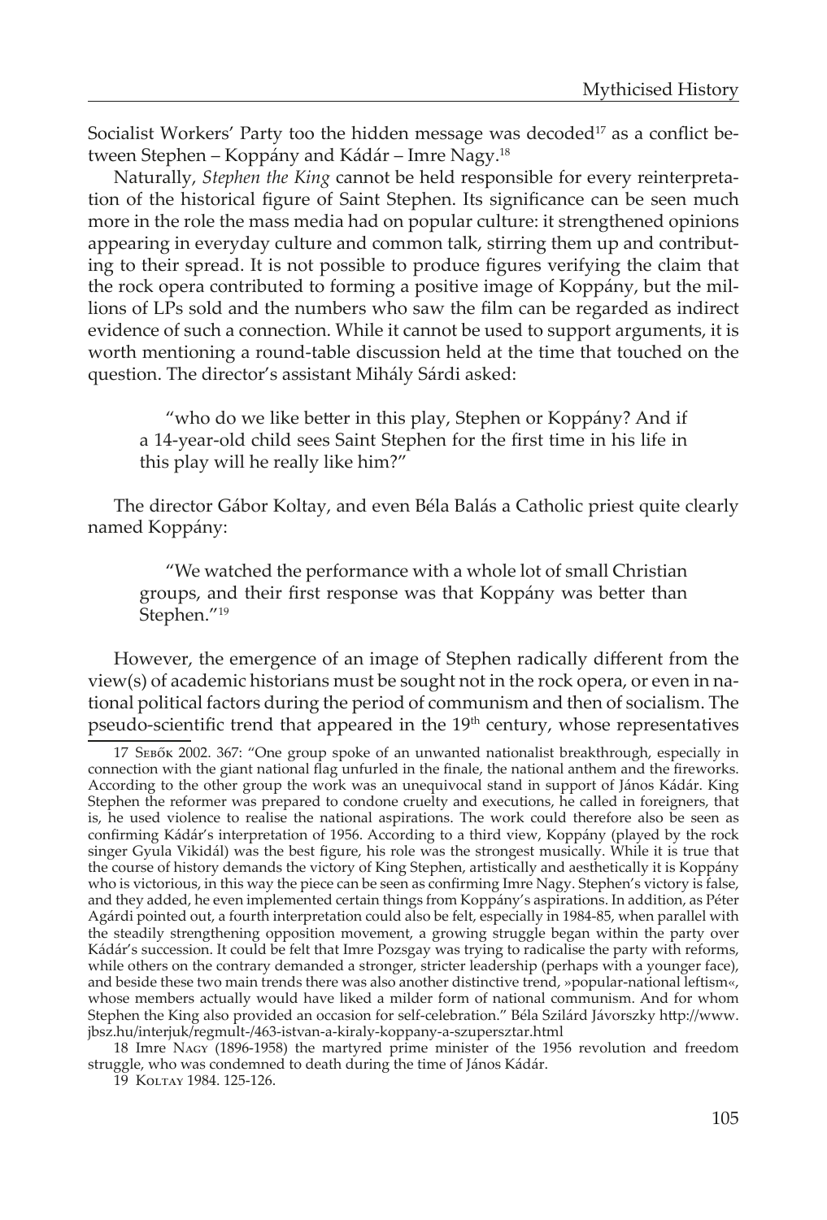Socialist Workers' Party too the hidden message was decoded[17] as a conflict between Stephen – Koppány and Kádár – Imre Nagy.[18]

Naturally, *Stephen the King* cannot be held responsible for every reinterpretation of the historical figure of Saint Stephen. Its significance can be seen much more in the role the mass media had on popular culture: it strengthened opinions appearing in everyday culture and common talk, stirring them up and contributing to their spread. It is not possible to produce figures verifying the claim that the rock opera contributed to forming a positive image of Koppány, but the millions of LPs sold and the numbers who saw the film can be regarded as indirect evidence of such a connection. While it cannot be used to support arguments, it is worth mentioning a round-table discussion held at the time that touched on the question. The director's assistant Mihály Sárdi asked:

> "who do we like better in this play, Stephen or Koppány? And if a 14-year-old child sees Saint Stephen for the first time in his life in this play will he really like him?"

The director Gábor Koltay, and even Béla Balás a Catholic priest quite clearly named Koppány:

> "We watched the performance with a whole lot of small Christian groups, and their first response was that Koppány was better than Stephen."[19]

However, the emergence of an image of Stephen radically different from the view(s) of academic historians must be sought not in the rock opera, or even in national political factors during the period of communism and then of socialism. The pseudo-scientific trend that appeared in the 19th century, whose representatives

---

17 Sebők 2002. 367: "One group spoke of an unwanted nationalist breakthrough, especially in connection with the giant national flag unfurled in the finale, the national anthem and the fireworks. According to the other group the work was an unequivocal stand in support of János Kádár. King Stephen the reformer was prepared to condone cruelty and executions, he called in foreigners, that is, he used violence to realise the national aspirations. The work could therefore also be seen as confirming Kádár's interpretation of 1956. According to a third view, Koppány (played by the rock singer Gyula Vikidál) was the best figure, his role was the strongest musically. While it is true that the course of history demands the victory of King Stephen, artistically and aesthetically it is Koppány who is victorious, in this way the piece can be seen as confirming Imre Nagy. Stephen's victory is false, and they added, he even implemented certain things from Koppány's aspirations. In addition, as Péter Agárdi pointed out, a fourth interpretation could also be felt, especially in 1984-85, when parallel with the steadily strengthening opposition movement, a growing struggle began within the party over Kádár's succession. It could be felt that Imre Pozsgay was trying to radicalise the party with reforms, while others on the contrary demanded a stronger, stricter leadership (perhaps with a younger face), and beside these two main trends there was also another distinctive trend, »popular-national leftism«, whose members actually would have liked a milder form of national communism. And for whom Stephen the King also provided an occasion for self-celebration." Béla Szilárd Jávorszky http://www.jbsz.hu/interjuk/regmult-/463-istvan-a-kiraly-koppany-a-szupersztar.html

18 Imre Nagy (1896-1958) the martyred prime minister of the 1956 revolution and freedom struggle, who was condemned to death during the time of János Kádár.

19 Koltay 1984. 125-126.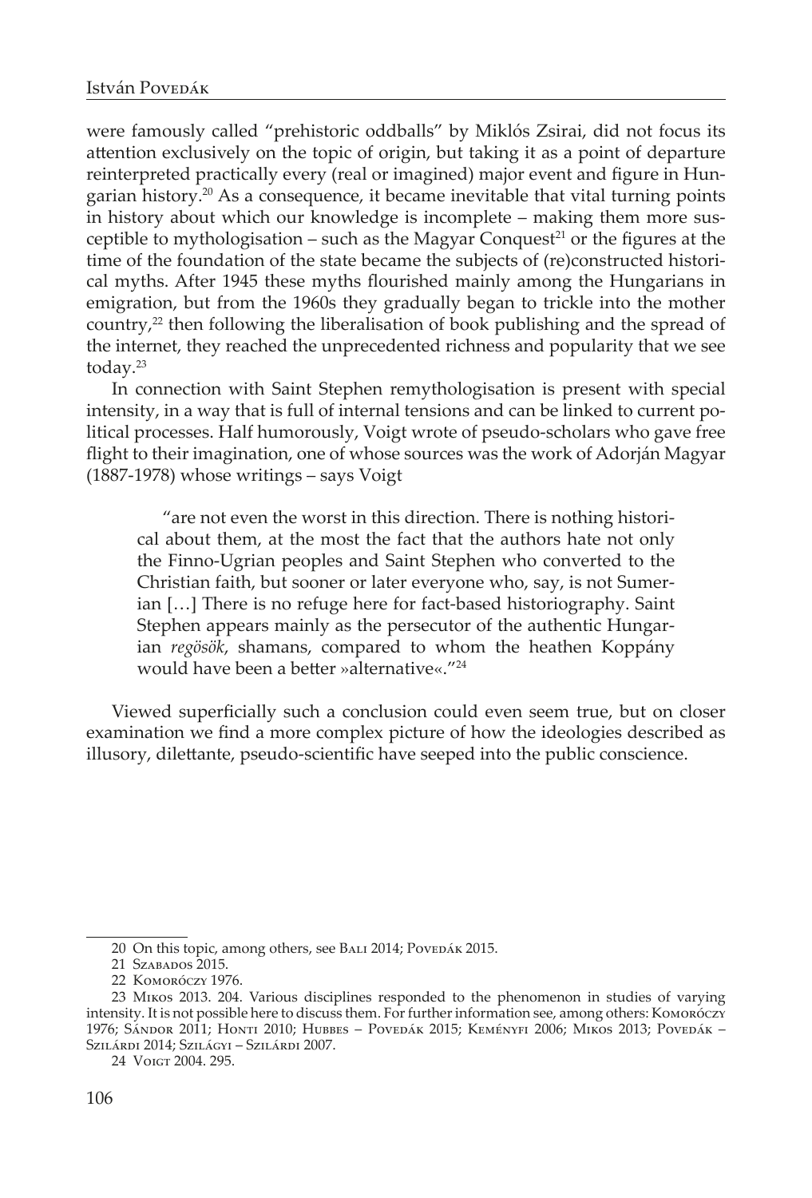were famously called "prehistoric oddballs" by Miklós Zsirai, did not focus its attention exclusively on the topic of origin, but taking it as a point of departure reinterpreted practically every (real or imagined) major event and figure in Hungarian history.[20] As a consequence, it became inevitable that vital turning points in history about which our knowledge is incomplete – making them more susceptible to mythologisation – such as the Magyar Conquest[21] or the figures at the time of the foundation of the state became the subjects of (re)constructed historical myths. After 1945 these myths flourished mainly among the Hungarians in emigration, but from the 1960s they gradually began to trickle into the mother country,[22] then following the liberalisation of book publishing and the spread of the internet, they reached the unprecedented richness and popularity that we see today.[23]

In connection with Saint Stephen remythologisation is present with special intensity, in a way that is full of internal tensions and can be linked to current political processes. Half humorously, Voigt wrote of pseudo-scholars who gave free flight to their imagination, one of whose sources was the work of Adorján Magyar (1887-1978) whose writings – says Voigt

> "are not even the worst in this direction. There is nothing historical about them, at the most the fact that the authors hate not only the Finno-Ugrian peoples and Saint Stephen who converted to the Christian faith, but sooner or later everyone who, say, is not Sumerian […] There is no refuge here for fact-based historiography. Saint Stephen appears mainly as the persecutor of the authentic Hungarian *regösök*, shamans, compared to whom the heathen Koppány would have been a better »alternative«."[24]

Viewed superficially such a conclusion could even seem true, but on closer examination we find a more complex picture of how the ideologies described as illusory, dilettante, pseudo-scientific have seeped into the public conscience.

---

20 On this topic, among others, see Bali 2014; Povedák 2015.

21 Szabados 2015.

22 Komoróczy 1976.

23 Mikos 2013. 204. Various disciplines responded to the phenomenon in studies of varying intensity. It is not possible here to discuss them. For further information see, among others: Komoróczy 1976; Sándor 2011; Honti 2010; Hubbes – Povedák 2015; Keményfi 2006; Mikos 2013; Povedák – Szilárdi 2014; Szilágyi – Szilárdi 2007.

24 Voigt 2004. 295.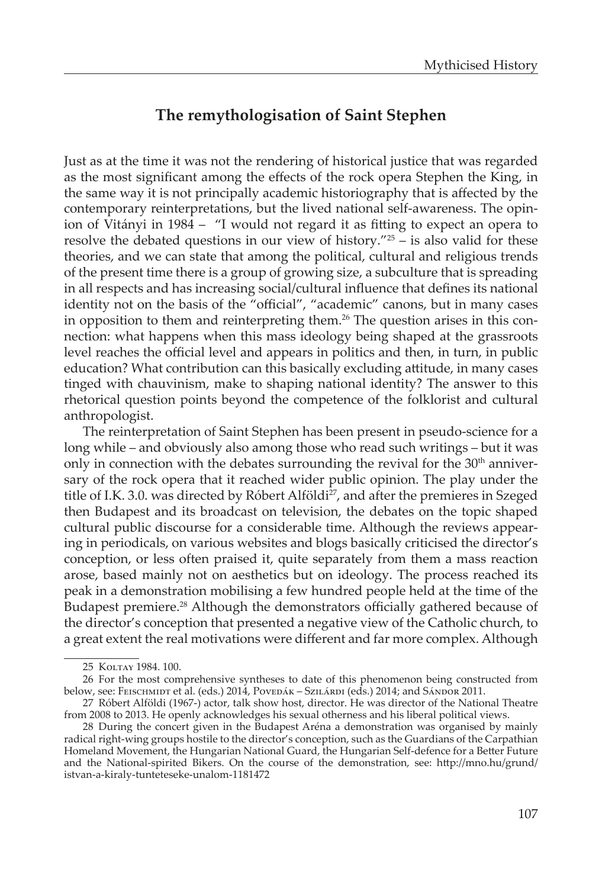## The remythologisation of Saint Stephen

Just as at the time it was not the rendering of historical justice that was regarded as the most significant among the effects of the rock opera Stephen the King, in the same way it is not principally academic historiography that is affected by the contemporary reinterpretations, but the lived national self-awareness. The opinion of Vitányi in 1984 – "I would not regard it as fitting to expect an opera to resolve the debated questions in our view of history."[25] – is also valid for these theories, and we can state that among the political, cultural and religious trends of the present time there is a group of growing size, a subculture that is spreading in all respects and has increasing social/cultural influence that defines its national identity not on the basis of the "official", "academic" canons, but in many cases in opposition to them and reinterpreting them.[26] The question arises in this connection: what happens when this mass ideology being shaped at the grassroots level reaches the official level and appears in politics and then, in turn, in public education? What contribution can this basically excluding attitude, in many cases tinged with chauvinism, make to shaping national identity? The answer to this rhetorical question points beyond the competence of the folklorist and cultural anthropologist.

The reinterpretation of Saint Stephen has been present in pseudo-science for a long while – and obviously also among those who read such writings – but it was only in connection with the debates surrounding the revival for the 30th anniversary of the rock opera that it reached wider public opinion. The play under the title of I.K. 3.0. was directed by Róbert Alföldi[27], and after the premieres in Szeged then Budapest and its broadcast on television, the debates on the topic shaped cultural public discourse for a considerable time. Although the reviews appearing in periodicals, on various websites and blogs basically criticised the director's conception, or less often praised it, quite separately from them a mass reaction arose, based mainly not on aesthetics but on ideology. The process reached its peak in a demonstration mobilising a few hundred people held at the time of the Budapest premiere.[28] Although the demonstrators officially gathered because of the director's conception that presented a negative view of the Catholic church, to a great extent the real motivations were different and far more complex. Although

---

25 Koltay 1984. 100.

26 For the most comprehensive syntheses to date of this phenomenon being constructed from below, see: Feischmidt et al. (eds.) 2014, Povedák – Szilárdi (eds.) 2014; and Sándor 2011.

27 Róbert Alföldi (1967-) actor, talk show host, director. He was director of the National Theatre from 2008 to 2013. He openly acknowledges his sexual otherness and his liberal political views.

28 During the concert given in the Budapest Aréna a demonstration was organised by mainly radical right-wing groups hostile to the director's conception, such as the Guardians of the Carpathian Homeland Movement, the Hungarian National Guard, the Hungarian Self-defence for a Better Future and the National-spirited Bikers. On the course of the demonstration, see: http://mno.hu/grund/istvan-a-kiraly-tunteteseke-unalom-1181472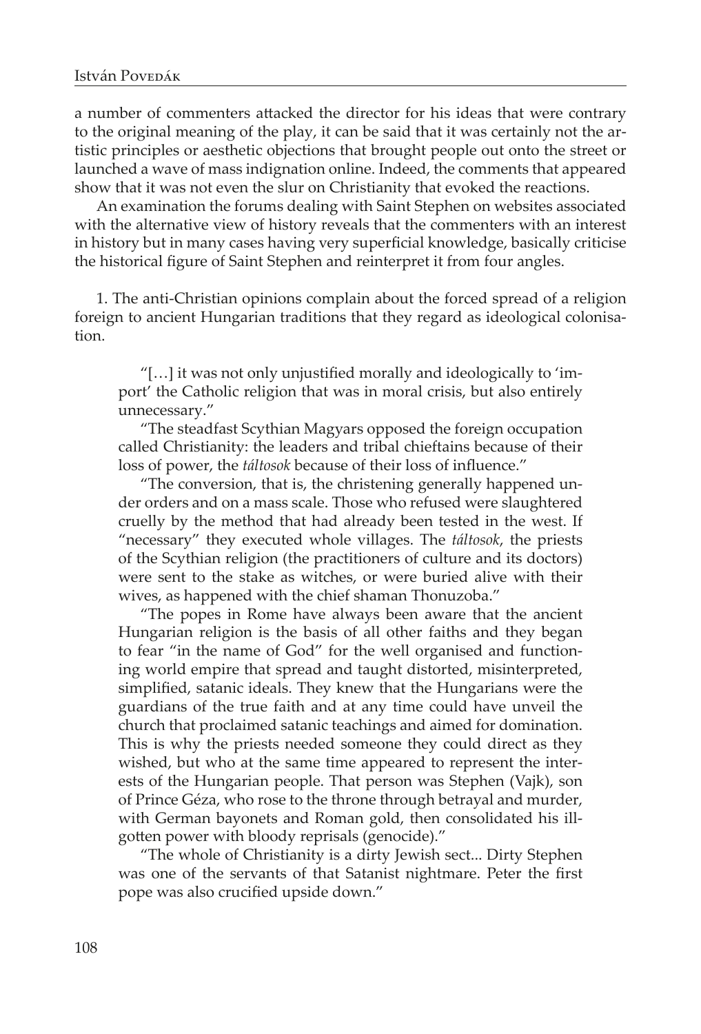a number of commenters attacked the director for his ideas that were contrary to the original meaning of the play, it can be said that it was certainly not the artistic principles or aesthetic objections that brought people out onto the street or launched a wave of mass indignation online. Indeed, the comments that appeared show that it was not even the slur on Christianity that evoked the reactions.

An examination the forums dealing with Saint Stephen on websites associated with the alternative view of history reveals that the commenters with an interest in history but in many cases having very superficial knowledge, basically criticise the historical figure of Saint Stephen and reinterpret it from four angles.

1. The anti-Christian opinions complain about the forced spread of a religion foreign to ancient Hungarian traditions that they regard as ideological colonisation.

> "[…] it was not only unjustified morally and ideologically to 'import' the Catholic religion that was in moral crisis, but also entirely unnecessary."
>
> "The steadfast Scythian Magyars opposed the foreign occupation called Christianity: the leaders and tribal chieftains because of their loss of power, the *táltosok* because of their loss of influence."
>
> "The conversion, that is, the christening generally happened under orders and on a mass scale. Those who refused were slaughtered cruelly by the method that had already been tested in the west. If "necessary" they executed whole villages. The *táltosok*, the priests of the Scythian religion (the practitioners of culture and its doctors) were sent to the stake as witches, or were buried alive with their wives, as happened with the chief shaman Thonuzoba."
>
> "The popes in Rome have always been aware that the ancient Hungarian religion is the basis of all other faiths and they began to fear "in the name of God" for the well organised and functioning world empire that spread and taught distorted, misinterpreted, simplified, satanic ideals. They knew that the Hungarians were the guardians of the true faith and at any time could have unveil the church that proclaimed satanic teachings and aimed for domination. This is why the priests needed someone they could direct as they wished, but who at the same time appeared to represent the interests of the Hungarian people. That person was Stephen (Vajk), son of Prince Géza, who rose to the throne through betrayal and murder, with German bayonets and Roman gold, then consolidated his ill-gotten power with bloody reprisals (genocide)."
>
> "The whole of Christianity is a dirty Jewish sect... Dirty Stephen was one of the servants of that Satanist nightmare. Peter the first pope was also crucified upside down."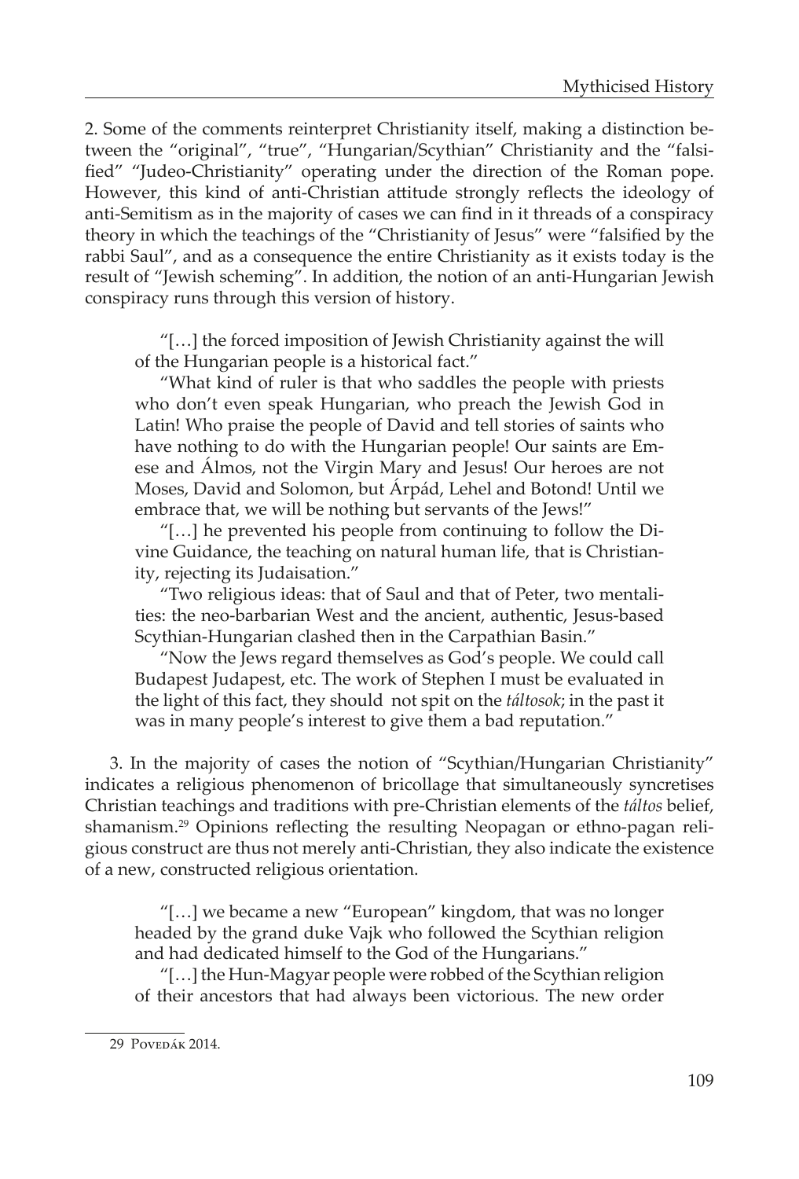2. Some of the comments reinterpret Christianity itself, making a distinction between the "original", "true", "Hungarian/Scythian" Christianity and the "falsified" "Judeo-Christianity" operating under the direction of the Roman pope. However, this kind of anti-Christian attitude strongly reflects the ideology of anti-Semitism as in the majority of cases we can find in it threads of a conspiracy theory in which the teachings of the "Christianity of Jesus" were "falsified by the rabbi Saul", and as a consequence the entire Christianity as it exists today is the result of "Jewish scheming". In addition, the notion of an anti-Hungarian Jewish conspiracy runs through this version of history.

> "[…] the forced imposition of Jewish Christianity against the will of the Hungarian people is a historical fact."
>
> "What kind of ruler is that who saddles the people with priests who don't even speak Hungarian, who preach the Jewish God in Latin! Who praise the people of David and tell stories of saints who have nothing to do with the Hungarian people! Our saints are Emese and Álmos, not the Virgin Mary and Jesus! Our heroes are not Moses, David and Solomon, but Árpád, Lehel and Botond! Until we embrace that, we will be nothing but servants of the Jews!"
>
> "[…] he prevented his people from continuing to follow the Divine Guidance, the teaching on natural human life, that is Christianity, rejecting its Judaisation."
>
> "Two religious ideas: that of Saul and that of Peter, two mentalities: the neo-barbarian West and the ancient, authentic, Jesus-based Scythian-Hungarian clashed then in the Carpathian Basin."
>
> "Now the Jews regard themselves as God's people. We could call Budapest Judapest, etc. The work of Stephen I must be evaluated in the light of this fact, they should not spit on the *táltosok*; in the past it was in many people's interest to give them a bad reputation."

3. In the majority of cases the notion of "Scythian/Hungarian Christianity" indicates a religious phenomenon of bricollage that simultaneously syncretises Christian teachings and traditions with pre-Christian elements of the *táltos* belief, shamanism.[29] Opinions reflecting the resulting Neopagan or ethno-pagan religious construct are thus not merely anti-Christian, they also indicate the existence of a new, constructed religious orientation.

> "[…] we became a new "European" kingdom, that was no longer headed by the grand duke Vajk who followed the Scythian religion and had dedicated himself to the God of the Hungarians."
>
> "[…] the Hun-Magyar people were robbed of the Scythian religion of their ancestors that had always been victorious. The new order

---

29 Povedák 2014.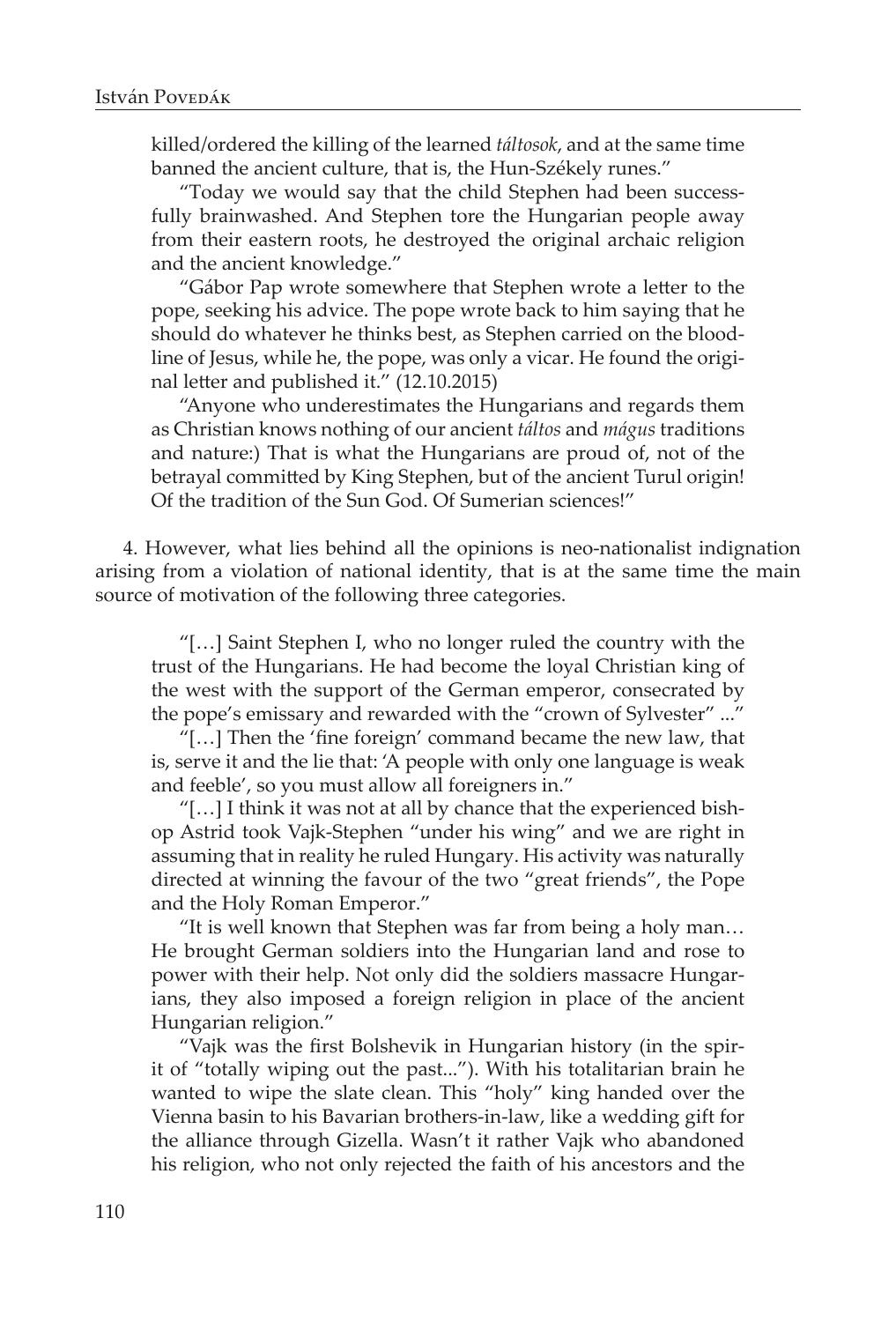killed/ordered the killing of the learned *táltosok*, and at the same time banned the ancient culture, that is, the Hun-Székely runes."

"Today we would say that the child Stephen had been successfully brainwashed. And Stephen tore the Hungarian people away from their eastern roots, he destroyed the original archaic religion and the ancient knowledge."

"Gábor Pap wrote somewhere that Stephen wrote a letter to the pope, seeking his advice. The pope wrote back to him saying that he should do whatever he thinks best, as Stephen carried on the bloodline of Jesus, while he, the pope, was only a vicar. He found the original letter and published it." (12.10.2015)

"Anyone who underestimates the Hungarians and regards them as Christian knows nothing of our ancient *táltos* and *mágus* traditions and nature:) That is what the Hungarians are proud of, not of the betrayal committed by King Stephen, but of the ancient Turul origin! Of the tradition of the Sun God. Of Sumerian sciences!"

4. However, what lies behind all the opinions is neo-nationalist indignation arising from a violation of national identity, that is at the same time the main source of motivation of the following three categories.

"[…] Saint Stephen I, who no longer ruled the country with the trust of the Hungarians. He had become the loyal Christian king of the west with the support of the German emperor, consecrated by the pope's emissary and rewarded with the "crown of Sylvester" ..."

"[…] Then the 'fine foreign' command became the new law, that is, serve it and the lie that: 'A people with only one language is weak and feeble', so you must allow all foreigners in."

"[…] I think it was not at all by chance that the experienced bishop Astrid took Vajk-Stephen "under his wing" and we are right in assuming that in reality he ruled Hungary. His activity was naturally directed at winning the favour of the two "great friends", the Pope and the Holy Roman Emperor."

"It is well known that Stephen was far from being a holy man… He brought German soldiers into the Hungarian land and rose to power with their help. Not only did the soldiers massacre Hungarians, they also imposed a foreign religion in place of the ancient Hungarian religion."

"Vajk was the first Bolshevik in Hungarian history (in the spirit of "totally wiping out the past..."). With his totalitarian brain he wanted to wipe the slate clean. This "holy" king handed over the Vienna basin to his Bavarian brothers-in-law, like a wedding gift for the alliance through Gizella. Wasn't it rather Vajk who abandoned his religion, who not only rejected the faith of his ancestors and the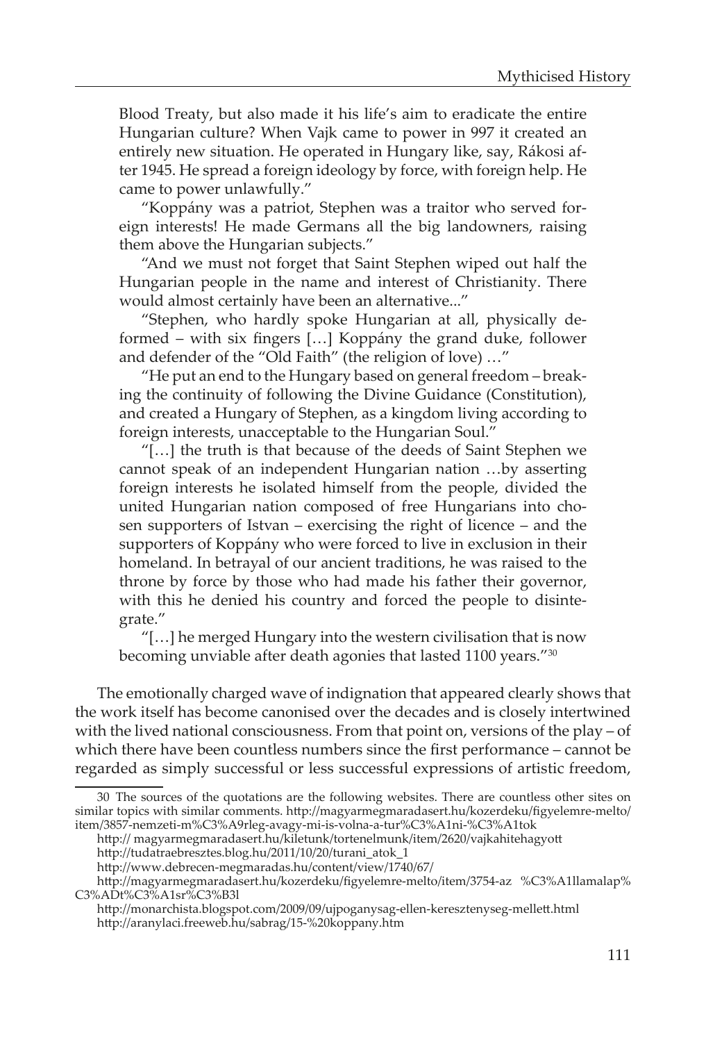Blood Treaty, but also made it his life's aim to eradicate the entire Hungarian culture? When Vajk came to power in 997 it created an entirely new situation. He operated in Hungary like, say, Rákosi after 1945. He spread a foreign ideology by force, with foreign help. He came to power unlawfully."

"Koppány was a patriot, Stephen was a traitor who served foreign interests! He made Germans all the big landowners, raising them above the Hungarian subjects."

"And we must not forget that Saint Stephen wiped out half the Hungarian people in the name and interest of Christianity. There would almost certainly have been an alternative..."

"Stephen, who hardly spoke Hungarian at all, physically deformed – with six fingers […] Koppány the grand duke, follower and defender of the "Old Faith" (the religion of love) …"

"He put an end to the Hungary based on general freedom – breaking the continuity of following the Divine Guidance (Constitution), and created a Hungary of Stephen, as a kingdom living according to foreign interests, unacceptable to the Hungarian Soul."

"[…] the truth is that because of the deeds of Saint Stephen we cannot speak of an independent Hungarian nation …by asserting foreign interests he isolated himself from the people, divided the united Hungarian nation composed of free Hungarians into chosen supporters of Istvan – exercising the right of licence – and the supporters of Koppány who were forced to live in exclusion in their homeland. In betrayal of our ancient traditions, he was raised to the throne by force by those who had made his father their governor, with this he denied his country and forced the people to disintegrate."

"[…] he merged Hungary into the western civilisation that is now becoming unviable after death agonies that lasted 1100 years."[30]

The emotionally charged wave of indignation that appeared clearly shows that the work itself has become canonised over the decades and is closely intertwined with the lived national consciousness. From that point on, versions of the play – of which there have been countless numbers since the first performance – cannot be regarded as simply successful or less successful expressions of artistic freedom,

---

30 The sources of the quotations are the following websites. There are countless other sites on similar topics with similar comments. http://magyarmegmaradasert.hu/kozerdeku/figyelemre-melto/item/3857-nemzeti-m%C3%A9rleg-avagy-mi-is-volna-a-tur%C3%A1ni-%C3%A1tok

http:// magyarmegmaradasert.hu/kiletunk/tortenelmunk/item/2620/vajkahitehagyott

http://tudatraebresztes.blog.hu/2011/10/20/turani_atok_1

http://www.debrecen-megmaradas.hu/content/view/1740/67/

http://magyarmegmaradasert.hu/kozerdeku/figyelemre-melto/item/3754-az %C3%A1llamalap%C3%ADt%C3%A1sr%C3%B3l

http://monarchista.blogspot.com/2009/09/ujpoganysag-ellen-keresztenyseg-mellett.html

http://aranylaci.freeweb.hu/sabrag/15-%20koppany.htm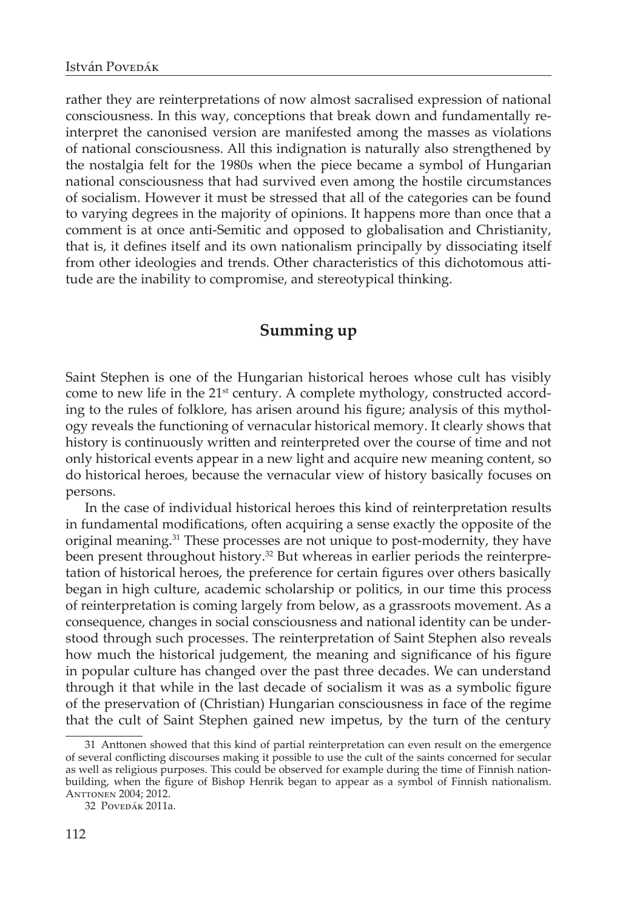rather they are reinterpretations of now almost sacralised expression of national consciousness. In this way, conceptions that break down and fundamentally reinterpret the canonised version are manifested among the masses as violations of national consciousness. All this indignation is naturally also strengthened by the nostalgia felt for the 1980s when the piece became a symbol of Hungarian national consciousness that had survived even among the hostile circumstances of socialism. However it must be stressed that all of the categories can be found to varying degrees in the majority of opinions. It happens more than once that a comment is at once anti-Semitic and opposed to globalisation and Christianity, that is, it defines itself and its own nationalism principally by dissociating itself from other ideologies and trends. Other characteristics of this dichotomous attitude are the inability to compromise, and stereotypical thinking.

## Summing up

Saint Stephen is one of the Hungarian historical heroes whose cult has visibly come to new life in the 21st century. A complete mythology, constructed according to the rules of folklore, has arisen around his figure; analysis of this mythology reveals the functioning of vernacular historical memory. It clearly shows that history is continuously written and reinterpreted over the course of time and not only historical events appear in a new light and acquire new meaning content, so do historical heroes, because the vernacular view of history basically focuses on persons.

In the case of individual historical heroes this kind of reinterpretation results in fundamental modifications, often acquiring a sense exactly the opposite of the original meaning.[31] These processes are not unique to post-modernity, they have been present throughout history.[32] But whereas in earlier periods the reinterpretation of historical heroes, the preference for certain figures over others basically began in high culture, academic scholarship or politics, in our time this process of reinterpretation is coming largely from below, as a grassroots movement. As a consequence, changes in social consciousness and national identity can be understood through such processes. The reinterpretation of Saint Stephen also reveals how much the historical judgement, the meaning and significance of his figure in popular culture has changed over the past three decades. We can understand through it that while in the last decade of socialism it was as a symbolic figure of the preservation of (Christian) Hungarian consciousness in face of the regime that the cult of Saint Stephen gained new impetus, by the turn of the century

31 Anttonen showed that this kind of partial reinterpretation can even result on the emergence of several conflicting discourses making it possible to use the cult of the saints concerned for secular as well as religious purposes. This could be observed for example during the time of Finnish nation-building, when the figure of Bishop Henrik began to appear as a symbol of Finnish nationalism. Anttonen 2004; 2012.

32 Povedák 2011a.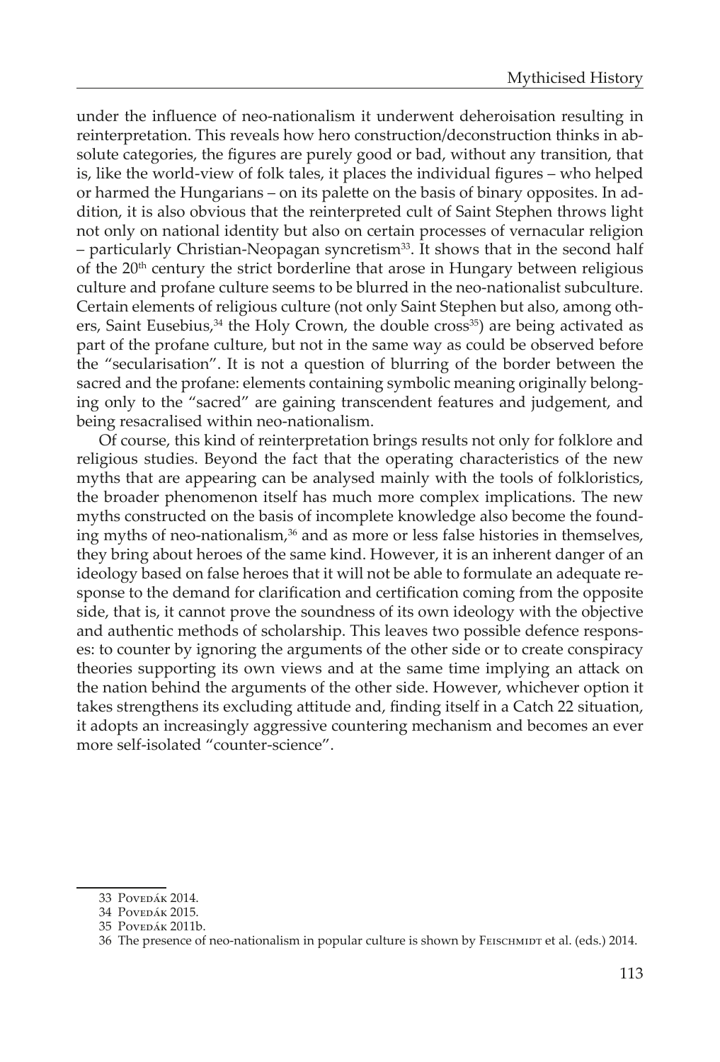under the influence of neo-nationalism it underwent deheroisation resulting in reinterpretation. This reveals how hero construction/deconstruction thinks in absolute categories, the figures are purely good or bad, without any transition, that is, like the world-view of folk tales, it places the individual figures – who helped or harmed the Hungarians – on its palette on the basis of binary opposites. In addition, it is also obvious that the reinterpreted cult of Saint Stephen throws light not only on national identity but also on certain processes of vernacular religion – particularly Christian-Neopagan syncretism[33]. It shows that in the second half of the 20th century the strict borderline that arose in Hungary between religious culture and profane culture seems to be blurred in the neo-nationalist subculture. Certain elements of religious culture (not only Saint Stephen but also, among others, Saint Eusebius,[34] the Holy Crown, the double cross[35]) are being activated as part of the profane culture, but not in the same way as could be observed before the "secularisation". It is not a question of blurring of the border between the sacred and the profane: elements containing symbolic meaning originally belonging only to the "sacred" are gaining transcendent features and judgement, and being resacralised within neo-nationalism.

Of course, this kind of reinterpretation brings results not only for folklore and religious studies. Beyond the fact that the operating characteristics of the new myths that are appearing can be analysed mainly with the tools of folkloristics, the broader phenomenon itself has much more complex implications. The new myths constructed on the basis of incomplete knowledge also become the founding myths of neo-nationalism,[36] and as more or less false histories in themselves, they bring about heroes of the same kind. However, it is an inherent danger of an ideology based on false heroes that it will not be able to formulate an adequate response to the demand for clarification and certification coming from the opposite side, that is, it cannot prove the soundness of its own ideology with the objective and authentic methods of scholarship. This leaves two possible defence responses: to counter by ignoring the arguments of the other side or to create conspiracy theories supporting its own views and at the same time implying an attack on the nation behind the arguments of the other side. However, whichever option it takes strengthens its excluding attitude and, finding itself in a Catch 22 situation, it adopts an increasingly aggressive countering mechanism and becomes an ever more self-isolated "counter-science".

---

33 Povedák 2014.

34 Povedák 2015.

35 Povedák 2011b.

36 The presence of neo-nationalism in popular culture is shown by Feischmidt et al. (eds.) 2014.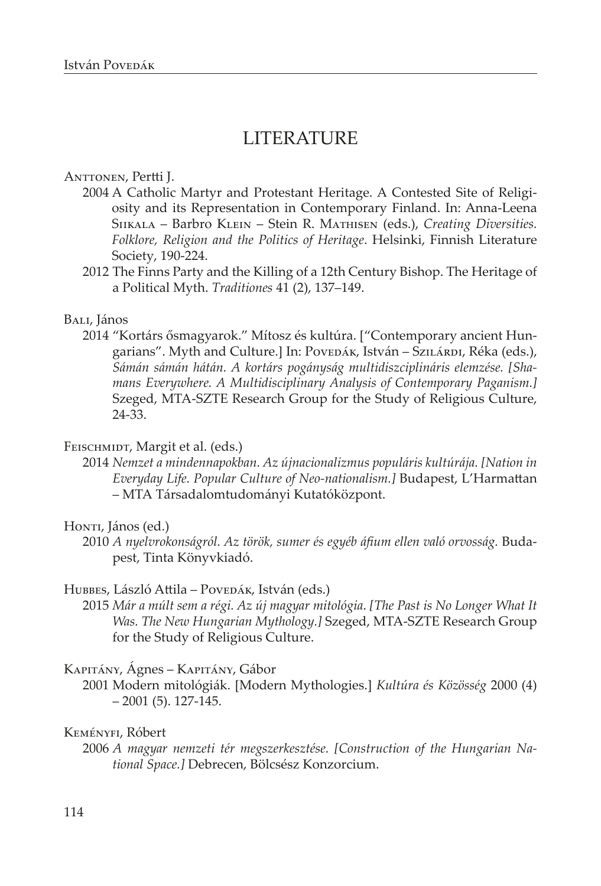# LITERATURE

Anttonen, Pertti J.

2004 A Catholic Martyr and Protestant Heritage. A Contested Site of Religiosity and its Representation in Contemporary Finland. In: Anna-Leena Siikala – Barbro Klein – Stein R. Mathisen (eds.), *Creating Diversities. Folklore, Religion and the Politics of Heritage*. Helsinki, Finnish Literature Society, 190-224.

2012 The Finns Party and the Killing of a 12th Century Bishop. The Heritage of a Political Myth. *Traditiones* 41 (2), 137–149.

Bali, János

2014 "Kortárs ősmagyarok." Mítosz és kultúra. ["Contemporary ancient Hungarians". Myth and Culture.] In: Povedák, István – Szilárdi, Réka (eds.), *Sámán sámán hátán. A kortárs pogányság multidiszciplináris elemzése. [Shamans Everywhere. A Multidisciplinary Analysis of Contemporary Paganism.]* Szeged, MTA-SZTE Research Group for the Study of Religious Culture, 24-33.

Feischmidt, Margit et al. (eds.)

2014 *Nemzet a mindennapokban. Az újnacionalizmus populáris kultúrája. [Nation in Everyday Life. Popular Culture of Neo-nationalism.]* Budapest, L'Harmattan – MTA Társadalomtudományi Kutatóközpont.

Honti, János (ed.)

2010 *A nyelvrokonságról. Az török, sumer és egyéb áfium ellen való orvosság.* Budapest, Tinta Könyvkiadó.

Hubbes, László Attila – Povedák, István (eds.)

2015 *Már a múlt sem a régi. Az új magyar mitológia. [The Past is No Longer What It Was. The New Hungarian Mythology.]* Szeged, MTA-SZTE Research Group for the Study of Religious Culture.

Kapitány, Ágnes – Kapitány, Gábor

2001 Modern mitológiák. [Modern Mythologies.] *Kultúra és Közösség* 2000 (4) – 2001 (5). 127-145.

Keményfi, Róbert

2006 *A magyar nemzeti tér megszerkesztése. [Construction of the Hungarian National Space.]* Debrecen, Bölcsész Konzorcium.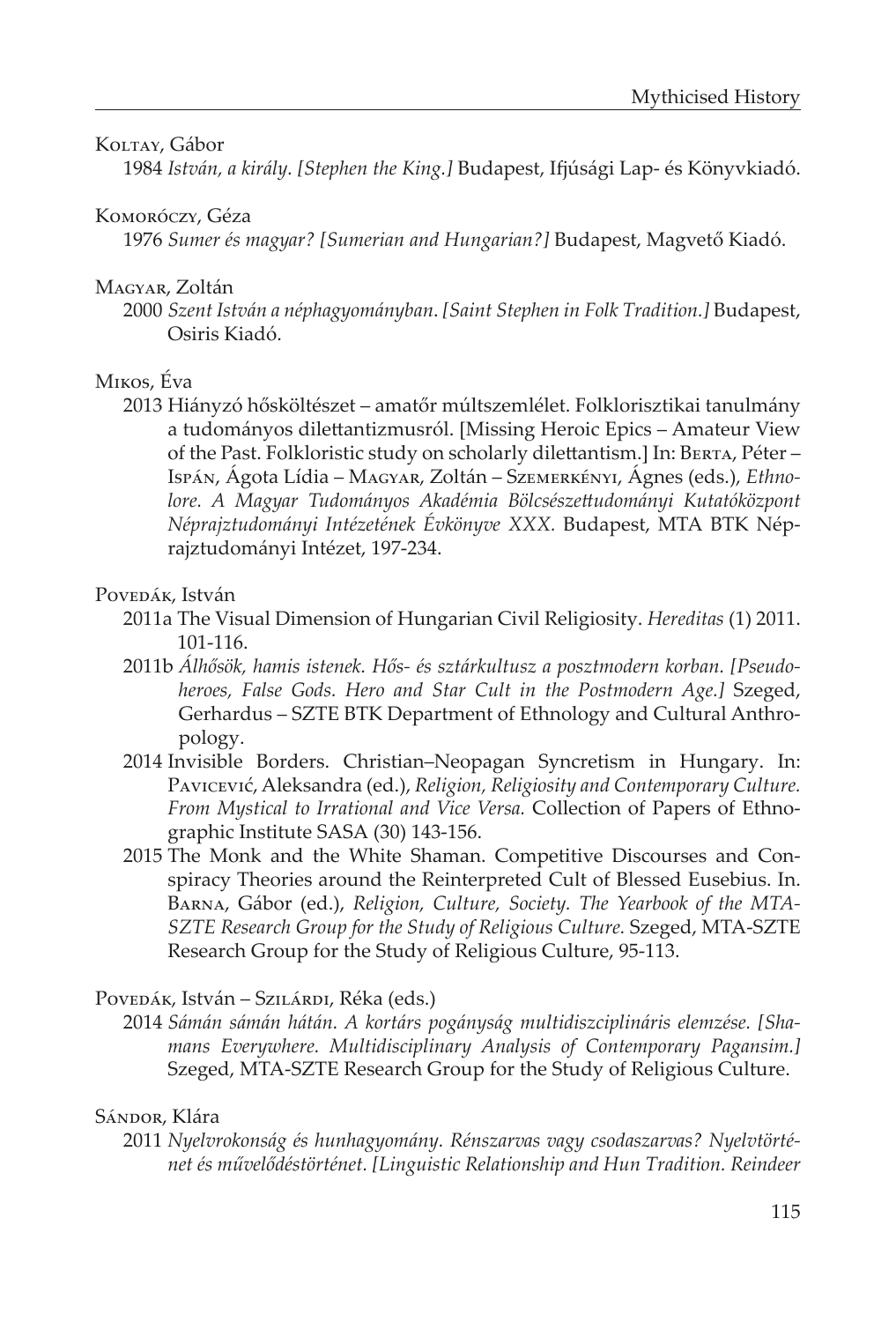Koltay, Gábor

1984 *István, a király. [Stephen the King.]* Budapest, Ifjúsági Lap- és Könyvkiadó.

Komoróczy, Géza

1976 *Sumer és magyar? [Sumerian and Hungarian?]* Budapest, Magvető Kiadó.

Magyar, Zoltán

2000 *Szent István a néphagyományban. [Saint Stephen in Folk Tradition.]* Budapest, Osiris Kiadó.

Mikos, Éva

2013 Hiányzó hősköltészet – amatőr múltszemlélet. Folklorisztikai tanulmány a tudományos dilettantizmusról. [Missing Heroic Epics – Amateur View of the Past. Folkloristic study on scholarly dilettantism.] In: Berta, Péter – Ispán, Ágota Lídia – Magyar, Zoltán – Szemerkényi, Ágnes (eds.), *Ethnolore. A Magyar Tudományos Akadémia Bölcsészettudományi Kutatóközpont Néprajztudományi Intézetének Évkönyve XXX.* Budapest, MTA BTK Néprajztudományi Intézet, 197-234.

Povedák, István

2011a The Visual Dimension of Hungarian Civil Religiosity. *Hereditas* (1) 2011. 101-116.

2011b *Álhősök, hamis istenek. Hős- és sztárkultusz a posztmodern korban. [Pseudoheroes, False Gods. Hero and Star Cult in the Postmodern Age.]* Szeged, Gerhardus – SZTE BTK Department of Ethnology and Cultural Anthropology.

2014 Invisible Borders. Christian–Neopagan Syncretism in Hungary. In: Pavicević, Aleksandra (ed.), *Religion, Religiosity and Contemporary Culture. From Mystical to Irrational and Vice Versa.* Collection of Papers of Ethnographic Institute SASA (30) 143-156.

2015 The Monk and the White Shaman. Competitive Discourses and Conspiracy Theories around the Reinterpreted Cult of Blessed Eusebius. In. Barna, Gábor (ed.), *Religion, Culture, Society. The Yearbook of the MTA-SZTE Research Group for the Study of Religious Culture.* Szeged, MTA-SZTE Research Group for the Study of Religious Culture, 95-113.

Povedák, István – Szilárdi, Réka (eds.)

2014 *Sámán sámán hátán. A kortárs pogányság multidiszciplináris elemzése. [Shamans Everywhere. Multidisciplinary Analysis of Contemporary Pagansim.]* Szeged, MTA-SZTE Research Group for the Study of Religious Culture.

Sándor, Klára

2011 *Nyelvrokonság és hunhagyomány. Rénszarvas vagy csodaszarvas? Nyelvtörténet és művelődéstörténet. [Linguistic Relationship and Hun Tradition. Reindeer*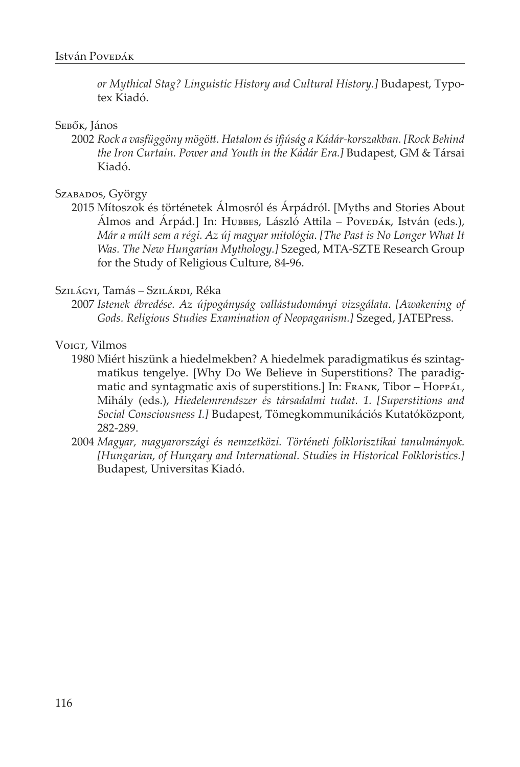*or Mythical Stag? Linguistic History and Cultural History.]* Budapest, Typotex Kiadó.

Sebők, János

2002 *Rock a vasfüggöny mögött. Hatalom és ifjúság a Kádár-korszakban. [Rock Behind the Iron Curtain. Power and Youth in the Kádár Era.]* Budapest, GM & Társai Kiadó.

Szabados, György

2015 Mítoszok és történetek Álmosról és Árpádról. [Myths and Stories About Álmos and Árpád.] In: Hubbes, László Attila – Povedák, István (eds.), *Már a múlt sem a régi. Az új magyar mitológia. [The Past is No Longer What It Was. The New Hungarian Mythology.]* Szeged, MTA-SZTE Research Group for the Study of Religious Culture, 84-96.

Szilágyi, Tamás – Szilárdi, Réka

2007 *Istenek ébredése. Az újpogányság vallástudományi vizsgálata. [Awakening of Gods. Religious Studies Examination of Neopaganism.]* Szeged, JATEPress.

Voigt, Vilmos

1980 Miért hiszünk a hiedelmekben? A hiedelmek paradigmatikus és szintagmatikus tengelye. [Why Do We Believe in Superstitions? The paradigmatic and syntagmatic axis of superstitions.] In: Frank, Tibor – Hoppál, Mihály (eds.), *Hiedelemrendszer és társadalmi tudat. 1. [Superstitions and Social Consciousness I.]* Budapest, Tömegkommunikációs Kutatóközpont, 282-289.

2004 *Magyar, magyarországi és nemzetközi. Történeti folklorisztikai tanulmányok. [Hungarian, of Hungary and International. Studies in Historical Folkloristics.]* Budapest, Universitas Kiadó.